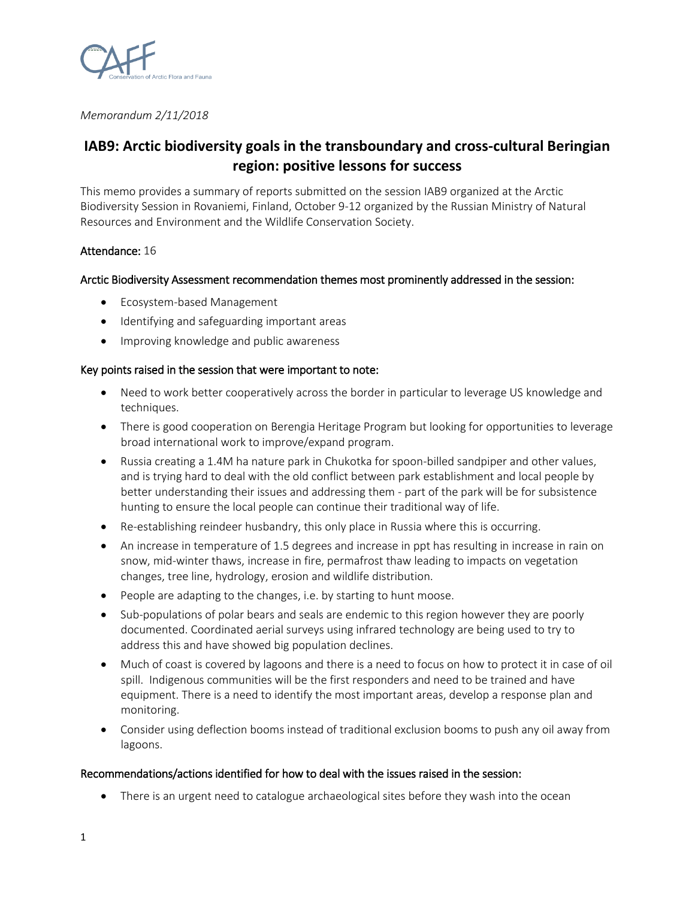*Memorandum 2/11/2018*

# IAB9: Arctic biodiversity goals in the transboundary and cross-cultural Beringian region: positive lessons for success

This memo provides a summary of reports submitted on the session IAB9 organized at the Arctic Biodiversity Session in Rovaniemi, Finland, October 9-12 organized by the Russian Ministry of Natural Resources and Environment and the Wildlife Conservation Society.

**Attendance:** 16

**Arctic Biodiversity Assessment recommendation themes most prominently addressed in the session:**

- Ecosystem-based Management
- Identifying and safeguarding important areas
- Improving knowledge and public awareness

**Key points raised in the session that were important to note:**

- Need to work better cooperatively across the border in particular to leverage US knowledge and techniques.
- There is good cooperation on Berengia Heritage Program but looking for opportunities to leverage broad international work to improve/expand program.
- Russia creating a 1.4M ha nature park in Chukotka for spoon-billed sandpiper and other values, and is trying hard to deal with the old conflict between park establishment and local people by better understanding their issues and addressing them - part of the park will be for subsistence hunting to ensure the local people can continue their traditional way of life.
- Re-establishing reindeer husbandry, this only place in Russia where this is occurring.
- An increase in temperature of 1.5 degrees and increase in ppt has resulting in increase in rain on snow, mid-winter thaws, increase in fire, permafrost thaw leading to impacts on vegetation changes, tree line, hydrology, erosion and wildlife distribution.
- People are adapting to the changes, i.e. by starting to hunt moose.
- Sub-populations of polar bears and seals are endemic to this region however they are poorly documented. Coordinated aerial surveys using infrared technology are being used to try to address this and have showed big population declines.
- Much of coast is covered by lagoons and there is a need to focus on how to protect it in case of oil spill. Indigenous communities will be the first responders and need to be trained and have equipment. There is a need to identify the most important areas, develop a response plan and monitoring.
- Consider using deflection booms instead of traditional exclusion booms to push any oil away from lagoons.

**Recommendations/actions identified for how to deal with the issues raised in the session:**

- There is an urgent need to catalogue archaeological sites before they wash into the ocean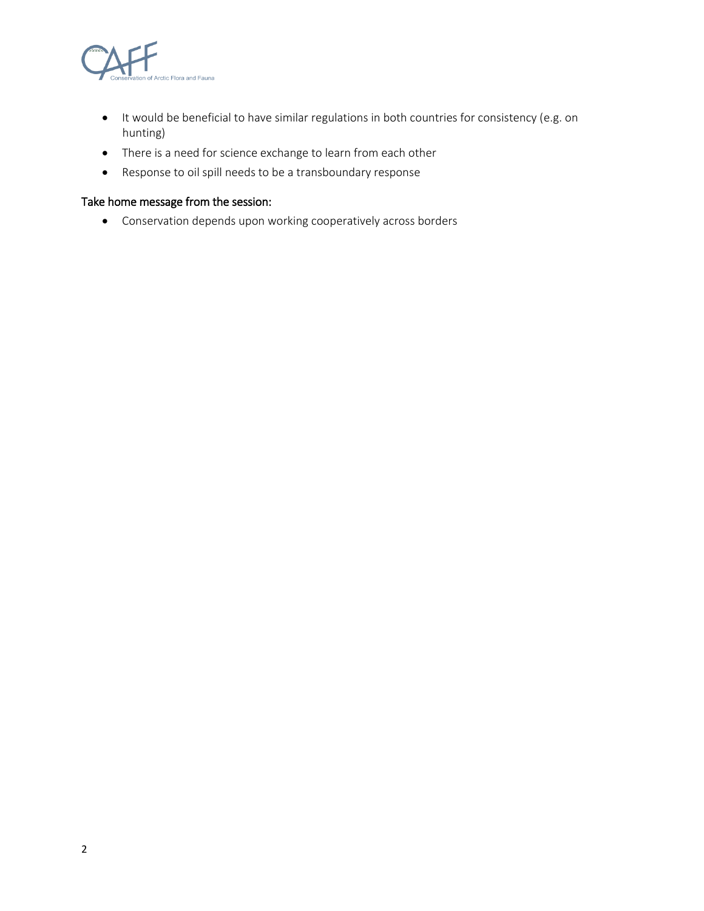- It would be beneficial to have similar regulations in both countries for consistency (e.g. on hunting)
- There is a need for science exchange to learn from each other
- Response to oil spill needs to be a transboundary response

### Take home message from the session:

- Conservation depends upon working cooperatively across borders